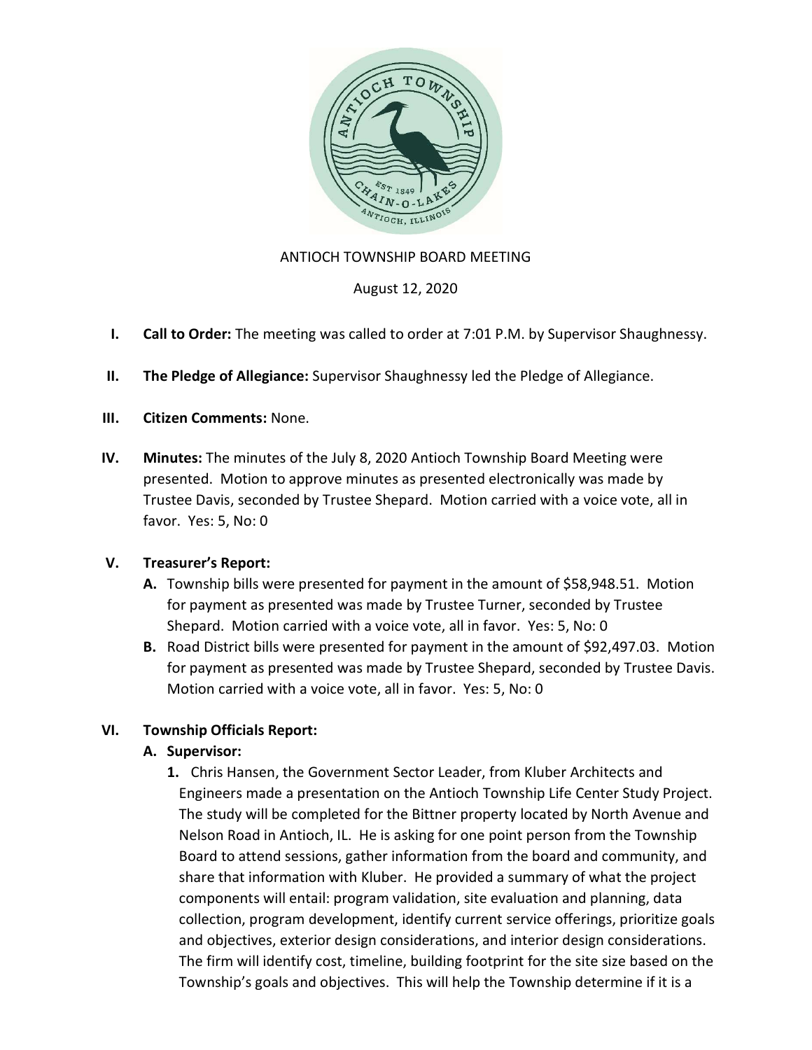ANTIOCH TOWNSHIP BOARD MEETING

August 12, 2020

I. **Call to Order:** The meeting was called to order at 7:01 P.M. by Supervisor Shaughnessy.

II. **The Pledge of Allegiance:** Supervisor Shaughnessy led the Pledge of Allegiance.

III. **Citizen Comments:** None.

IV. **Minutes:** The minutes of the July 8, 2020 Antioch Township Board Meeting were presented. Motion to approve minutes as presented electronically was made by Trustee Davis, seconded by Trustee Shepard. Motion carried with a voice vote, all in favor. Yes: 5, No: 0

V. **Treasurer's Report:**

   **A.** Township bills were presented for payment in the amount of $58,948.51. Motion for payment as presented was made by Trustee Turner, seconded by Trustee Shepard. Motion carried with a voice vote, all in favor. Yes: 5, No: 0

   **B.** Road District bills were presented for payment in the amount of $92,497.03. Motion for payment as presented was made by Trustee Shepard, seconded by Trustee Davis. Motion carried with a voice vote, all in favor. Yes: 5, No: 0

VI. **Township Officials Report:**

   **A. Supervisor:**

   **1.** Chris Hansen, the Government Sector Leader, from Kluber Architects and Engineers made a presentation on the Antioch Township Life Center Study Project. The study will be completed for the Bittner property located by North Avenue and Nelson Road in Antioch, IL. He is asking for one point person from the Township Board to attend sessions, gather information from the board and community, and share that information with Kluber. He provided a summary of what the project components will entail: program validation, site evaluation and planning, data collection, program development, identify current service offerings, prioritize goals and objectives, exterior design considerations, and interior design considerations. The firm will identify cost, timeline, building footprint for the site size based on the Township's goals and objectives. This will help the Township determine if it is a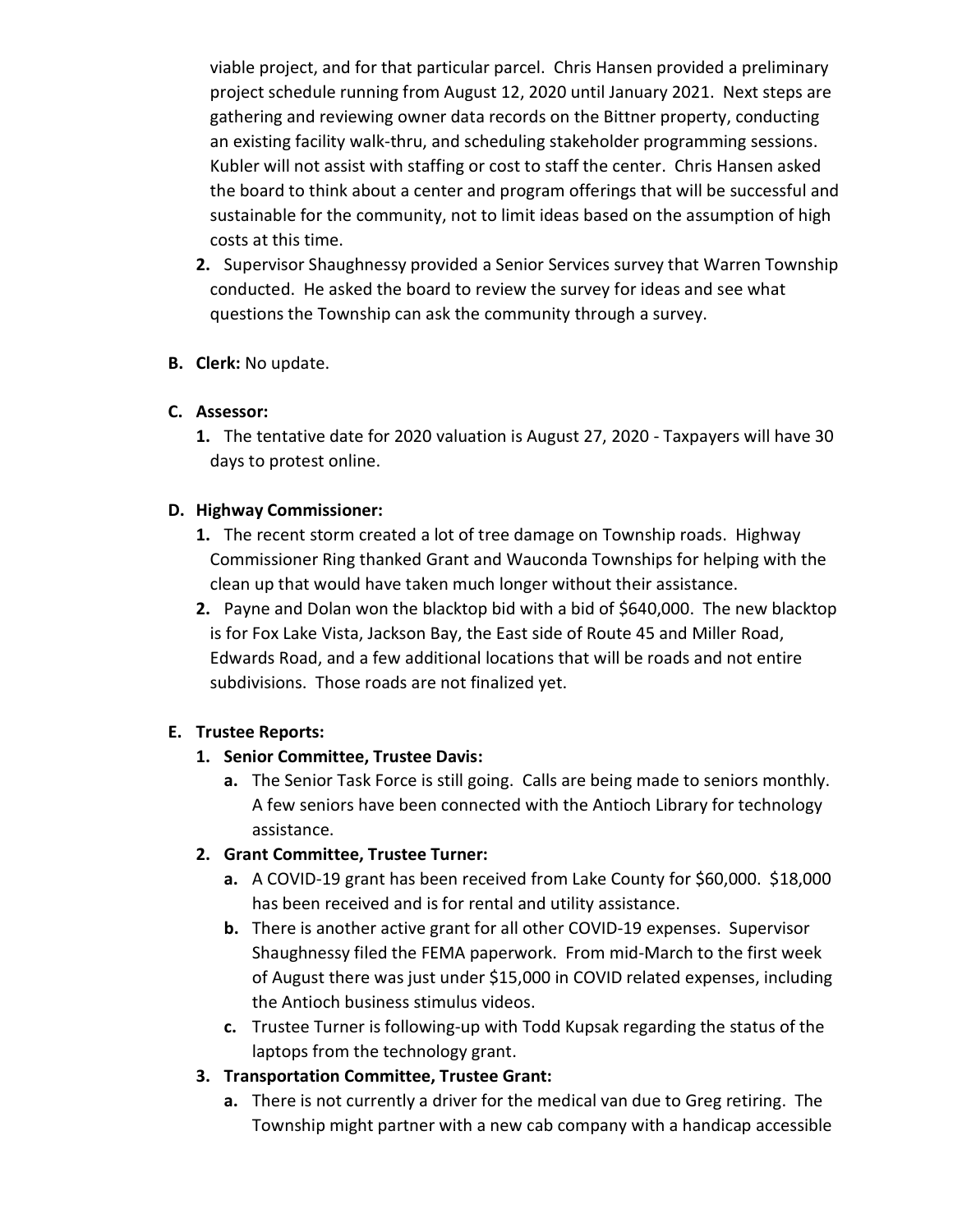viable project, and for that particular parcel. Chris Hansen provided a preliminary project schedule running from August 12, 2020 until January 2021. Next steps are gathering and reviewing owner data records on the Bittner property, conducting an existing facility walk-thru, and scheduling stakeholder programming sessions. Kubler will not assist with staffing or cost to staff the center. Chris Hansen asked the board to think about a center and program offerings that will be successful and sustainable for the community, not to limit ideas based on the assumption of high costs at this time.

2. Supervisor Shaughnessy provided a Senior Services survey that Warren Township conducted. He asked the board to review the survey for ideas and see what questions the Township can ask the community through a survey.

**B. Clerk:** No update.

**C. Assessor:**

1. The tentative date for 2020 valuation is August 27, 2020 - Taxpayers will have 30 days to protest online.

**D. Highway Commissioner:**

1. The recent storm created a lot of tree damage on Township roads. Highway Commissioner Ring thanked Grant and Wauconda Townships for helping with the clean up that would have taken much longer without their assistance.
2. Payne and Dolan won the blacktop bid with a bid of $640,000. The new blacktop is for Fox Lake Vista, Jackson Bay, the East side of Route 45 and Miller Road, Edwards Road, and a few additional locations that will be roads and not entire subdivisions. Those roads are not finalized yet.

**E. Trustee Reports:**

1. **Senior Committee, Trustee Davis:**
   a. The Senior Task Force is still going. Calls are being made to seniors monthly. A few seniors have been connected with the Antioch Library for technology assistance.
2. **Grant Committee, Trustee Turner:**
   a. A COVID-19 grant has been received from Lake County for $60,000. $18,000 has been received and is for rental and utility assistance.
   b. There is another active grant for all other COVID-19 expenses. Supervisor Shaughnessy filed the FEMA paperwork. From mid-March to the first week of August there was just under $15,000 in COVID related expenses, including the Antioch business stimulus videos.
   c. Trustee Turner is following-up with Todd Kupsak regarding the status of the laptops from the technology grant.
3. **Transportation Committee, Trustee Grant:**
   a. There is not currently a driver for the medical van due to Greg retiring. The Township might partner with a new cab company with a handicap accessible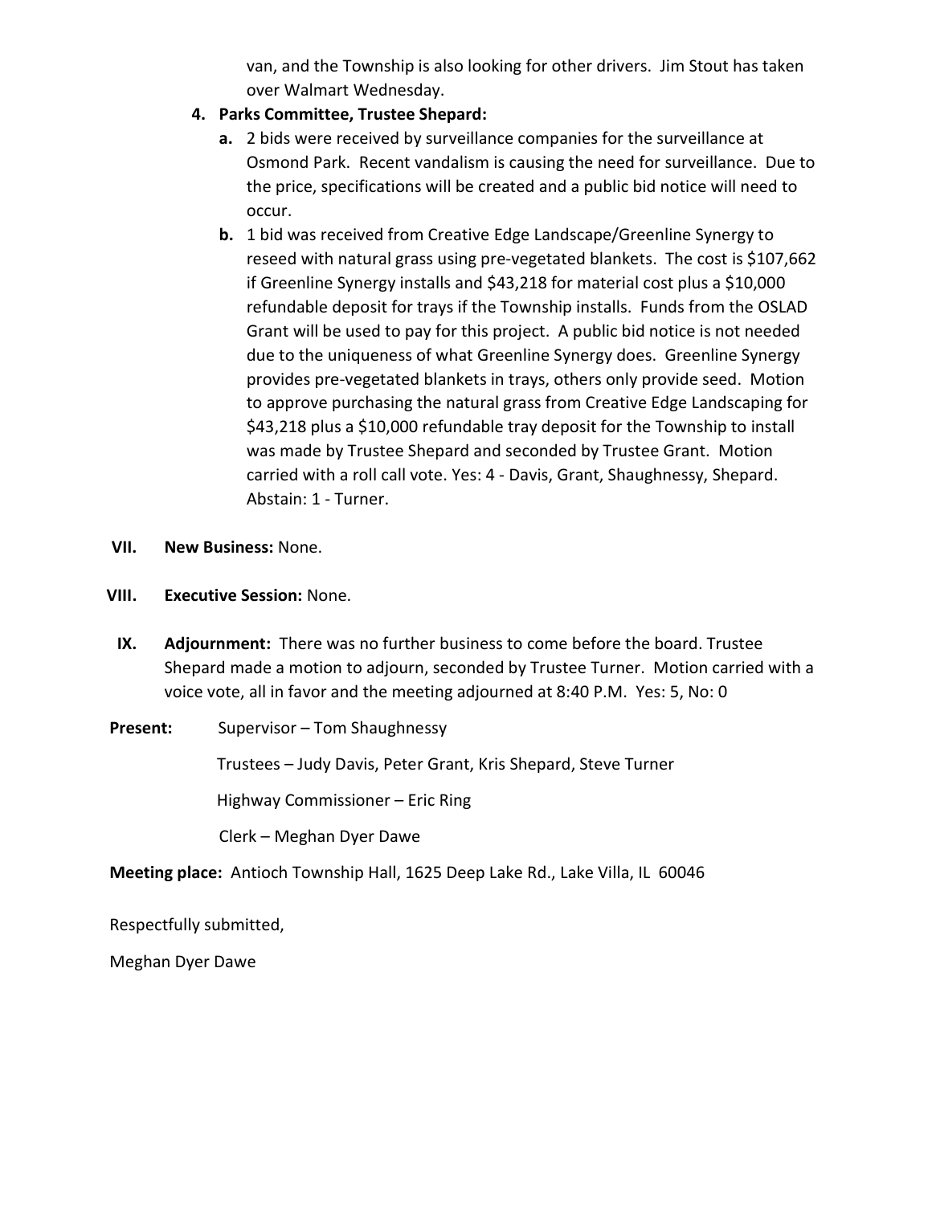van, and the Township is also looking for other drivers. Jim Stout has taken over Walmart Wednesday.

4. **Parks Committee, Trustee Shepard:**
   a. 2 bids were received by surveillance companies for the surveillance at Osmond Park. Recent vandalism is causing the need for surveillance. Due to the price, specifications will be created and a public bid notice will need to occur.
   b. 1 bid was received from Creative Edge Landscape/Greenline Synergy to reseed with natural grass using pre-vegetated blankets. The cost is $107,662 if Greenline Synergy installs and $43,218 for material cost plus a $10,000 refundable deposit for trays if the Township installs. Funds from the OSLAD Grant will be used to pay for this project. A public bid notice is not needed due to the uniqueness of what Greenline Synergy does. Greenline Synergy provides pre-vegetated blankets in trays, others only provide seed. Motion to approve purchasing the natural grass from Creative Edge Landscaping for $43,218 plus a $10,000 refundable tray deposit for the Township to install was made by Trustee Shepard and seconded by Trustee Grant. Motion carried with a roll call vote. Yes: 4 - Davis, Grant, Shaughnessy, Shepard. Abstain: 1 - Turner.

VII. **New Business:** None.

VIII. **Executive Session:** None.

IX. **Adjournment:** There was no further business to come before the board. Trustee Shepard made a motion to adjourn, seconded by Trustee Turner. Motion carried with a voice vote, all in favor and the meeting adjourned at 8:40 P.M. Yes: 5, No: 0

**Present:** Supervisor – Tom Shaughnessy

Trustees – Judy Davis, Peter Grant, Kris Shepard, Steve Turner

Highway Commissioner – Eric Ring

Clerk – Meghan Dyer Dawe

**Meeting place:** Antioch Township Hall, 1625 Deep Lake Rd., Lake Villa, IL 60046

Respectfully submitted,

Meghan Dyer Dawe